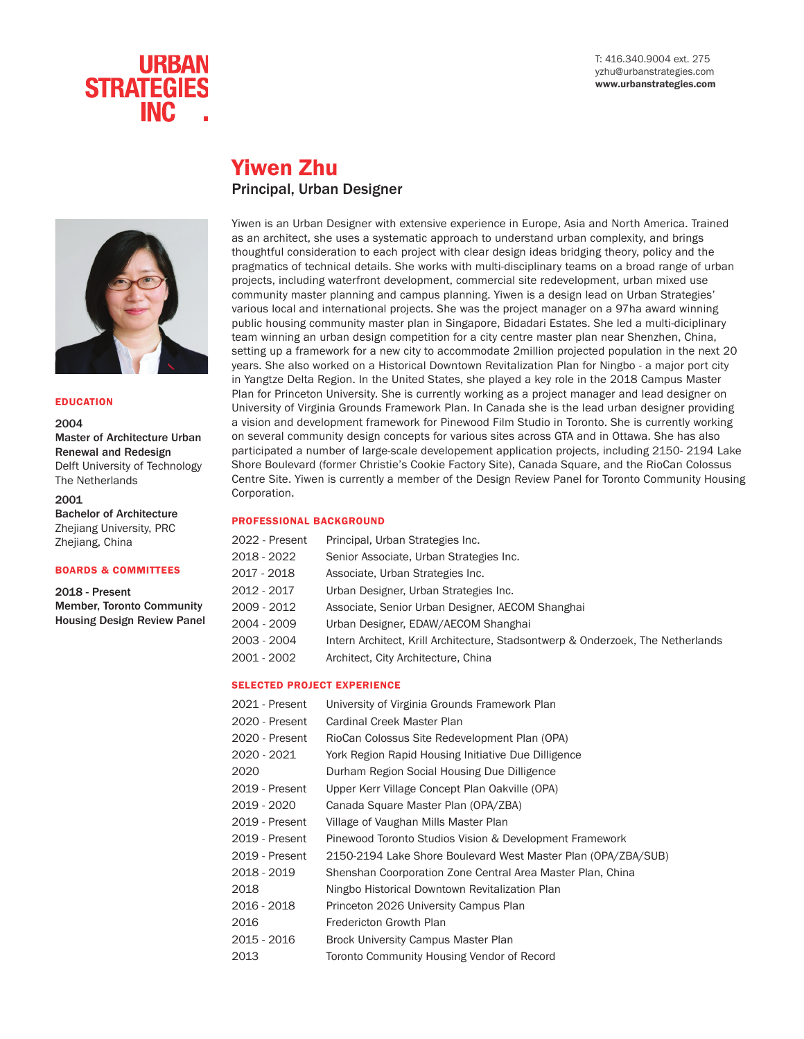URBAN STRATEGIES INC.

T: 416.340.9004 ext. 275
yzhu@urbanstrategies.com
**www.urbanstrategies.com**

# Yiwen Zhu

**Principal, Urban Designer**

Yiwen is an Urban Designer with extensive experience in Europe, Asia and North America. Trained as an architect, she uses a systematic approach to understand urban complexity, and brings thoughtful consideration to each project with clear design ideas bridging theory, policy and the pragmatics of technical details. She works with multi-disciplinary teams on a broad range of urban projects, including waterfront development, commercial site redevelopment, urban mixed use community master planning and campus planning. Yiwen is a design lead on Urban Strategies' various local and international projects. She was the project manager on a 97ha award winning public housing community master plan in Singapore, Bidadari Estates. She led a multi-diciplinary team winning an urban design competition for a city centre master plan near Shenzhen, China, setting up a framework for a new city to accommodate 2million projected population in the next 20 years. She also worked on a Historical Downtown Revitalization Plan for Ningbo - a major port city in Yangtze Delta Region. In the United States, she played a key role in the 2018 Campus Master Plan for Princeton University. She is currently working as a project manager and lead designer on University of Virginia Grounds Framework Plan. In Canada she is the lead urban designer providing a vision and development framework for Pinewood Film Studio in Toronto. She is currently working on several community design concepts for various sites across GTA and in Ottawa. She has also participated a number of large-scale developement application projects, including 2150- 2194 Lake Shore Boulevard (former Christie's Cookie Factory Site), Canada Square, and the RioCan Colossus Centre Site. Yiwen is currently a member of the Design Review Panel for Toronto Community Housing Corporation.

## EDUCATION

**2004**
**Master of Architecture Urban Renewal and Redesign**
Delft University of Technology
The Netherlands

**2001**
**Bachelor of Architecture**
Zhejiang University, PRC
Zhejiang, China

## BOARDS & COMMITTEES

**2018 - Present**
**Member, Toronto Community Housing Design Review Panel**

## PROFESSIONAL BACKGROUND

| | |
|---|---|
| 2022 - Present | Principal, Urban Strategies Inc. |
| 2018 - 2022 | Senior Associate, Urban Strategies Inc. |
| 2017 - 2018 | Associate, Urban Strategies Inc. |
| 2012 - 2017 | Urban Designer, Urban Strategies Inc. |
| 2009 - 2012 | Associate, Senior Urban Designer, AECOM Shanghai |
| 2004 - 2009 | Urban Designer, EDAW/AECOM Shanghai |
| 2003 - 2004 | Intern Architect, Krill Architecture, Stadsontwerp & Onderzoek, The Netherlands |
| 2001 - 2002 | Architect, City Architecture, China |

## SELECTED PROJECT EXPERIENCE

| | |
|---|---|
| 2021 - Present | University of Virginia Grounds Framework Plan |
| 2020 - Present | Cardinal Creek Master Plan |
| 2020 - Present | RioCan Colossus Site Redevelopment Plan (OPA) |
| 2020 - 2021 | York Region Rapid Housing Initiative Due Dilligence |
| 2020 | Durham Region Social Housing Due Dilligence |
| 2019 - Present | Upper Kerr Village Concept Plan Oakville (OPA) |
| 2019 - 2020 | Canada Square Master Plan (OPA/ZBA) |
| 2019 - Present | Village of Vaughan Mills Master Plan |
| 2019 - Present | Pinewood Toronto Studios Vision & Development Framework |
| 2019 - Present | 2150-2194 Lake Shore Boulevard West Master Plan (OPA/ZBA/SUB) |
| 2018 - 2019 | Shenshan Coorporation Zone Central Area Master Plan, China |
| 2018 | Ningbo Historical Downtown Revitalization Plan |
| 2016 - 2018 | Princeton 2026 University Campus Plan |
| 2016 | Fredericton Growth Plan |
| 2015 - 2016 | Brock University Campus Master Plan |
| 2013 | Toronto Community Housing Vendor of Record |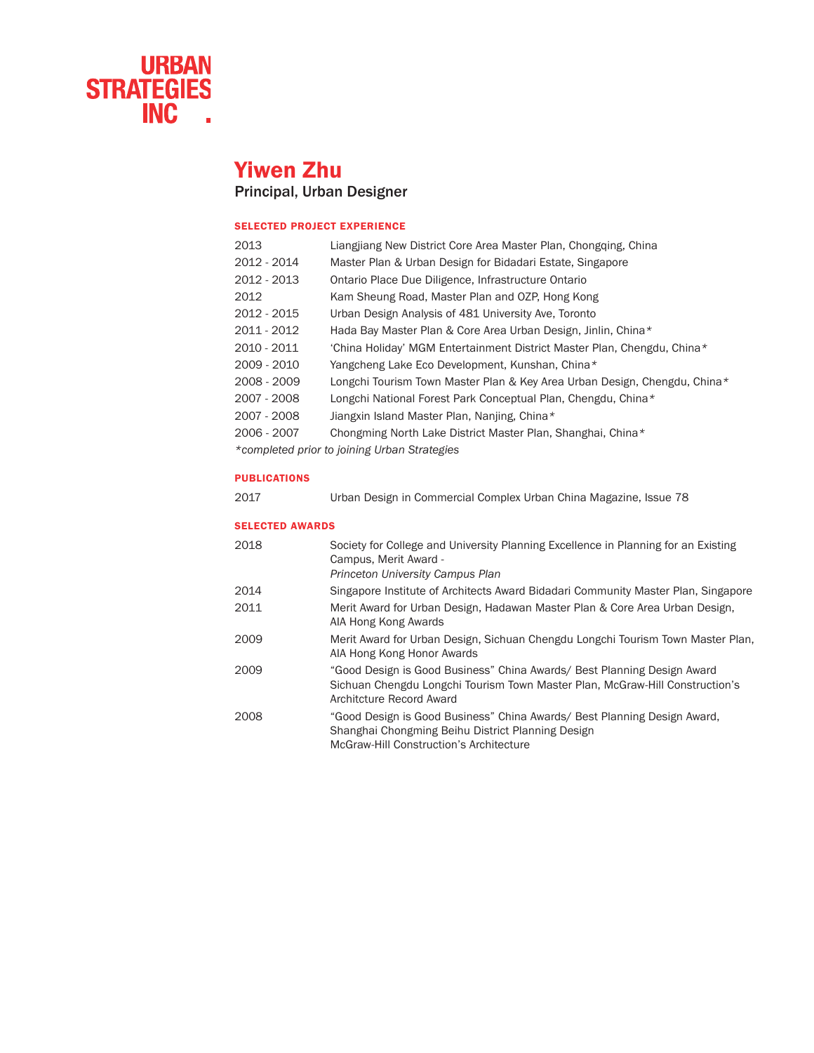URBAN STRATEGIES INC.

# Yiwen Zhu

## Principal, Urban Designer

### SELECTED PROJECT EXPERIENCE

| | |
|---|---|
| 2013 | Liangjiang New District Core Area Master Plan, Chongqing, China |
| 2012 - 2014 | Master Plan & Urban Design for Bidadari Estate, Singapore |
| 2012 - 2013 | Ontario Place Due Diligence, Infrastructure Ontario |
| 2012 | Kam Sheung Road, Master Plan and OZP, Hong Kong |
| 2012 - 2015 | Urban Design Analysis of 481 University Ave, Toronto |
| 2011 - 2012 | Hada Bay Master Plan & Core Area Urban Design, Jinlin, China* |
| 2010 - 2011 | 'China Holiday' MGM Entertainment District Master Plan, Chengdu, China* |
| 2009 - 2010 | Yangcheng Lake Eco Development, Kunshan, China* |
| 2008 - 2009 | Longchi Tourism Town Master Plan & Key Area Urban Design, Chengdu, China* |
| 2007 - 2008 | Longchi National Forest Park Conceptual Plan, Chengdu, China* |
| 2007 - 2008 | Jiangxin Island Master Plan, Nanjing, China* |
| 2006 - 2007 | Chongming North Lake District Master Plan, Shanghai, China* |

*\*completed prior to joining Urban Strategies*

### PUBLICATIONS

| | |
|---|---|
| 2017 | Urban Design in Commercial Complex Urban China Magazine, Issue 78 |

### SELECTED AWARDS

| | |
|---|---|
| 2018 | Society for College and University Planning Excellence in Planning for an Existing Campus, Merit Award - *Princeton University Campus Plan* |
| 2014 | Singapore Institute of Architects Award Bidadari Community Master Plan, Singapore |
| 2011 | Merit Award for Urban Design, Hadawan Master Plan & Core Area Urban Design, AIA Hong Kong Awards |
| 2009 | Merit Award for Urban Design, Sichuan Chengdu Longchi Tourism Town Master Plan, AIA Hong Kong Honor Awards |
| 2009 | "Good Design is Good Business" China Awards/ Best Planning Design Award Sichuan Chengdu Longchi Tourism Town Master Plan, McGraw-Hill Construction's Architcture Record Award |
| 2008 | "Good Design is Good Business" China Awards/ Best Planning Design Award, Shanghai Chongming Beihu District Planning Design McGraw-Hill Construction's Architecture |